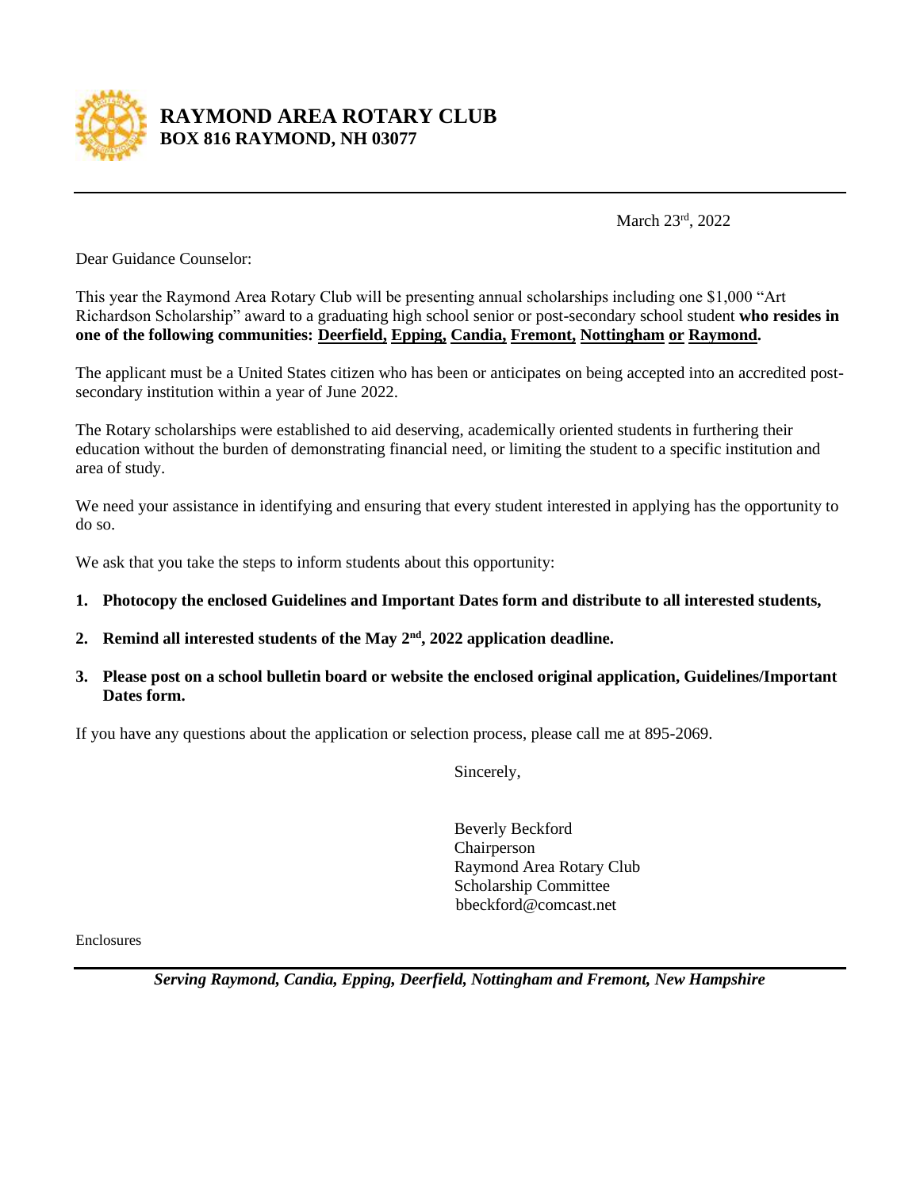# RAYMOND AREA ROTARY CLUB

**BOX 816 RAYMOND, NH 03077**

---

March 23rd, 2022

Dear Guidance Counselor:

This year the Raymond Area Rotary Club will be presenting annual scholarships including one $1,000 "Art Richardson Scholarship" award to a graduating high school senior or post-secondary school student **who resides in one of the following communities: Deerfield, Epping, Candia, Fremont, Nottingham or Raymond.**

The applicant must be a United States citizen who has been or anticipates on being accepted into an accredited post-secondary institution within a year of June 2022.

The Rotary scholarships were established to aid deserving, academically oriented students in furthering their education without the burden of demonstrating financial need, or limiting the student to a specific institution and area of study.

We need your assistance in identifying and ensuring that every student interested in applying has the opportunity to do so.

We ask that you take the steps to inform students about this opportunity:

1. **Photocopy the enclosed Guidelines and Important Dates form and distribute to all interested students,**
2. **Remind all interested students of the May 2nd, 2022 application deadline.**
3. **Please post on a school bulletin board or website the enclosed original application, Guidelines/Important Dates form.**

If you have any questions about the application or selection process, please call me at 895-2069.

Sincerely,

Beverly Beckford
Chairperson
Raymond Area Rotary Club
Scholarship Committee
bbeckford@comcast.net

Enclosures

---

***Serving Raymond, Candia, Epping, Deerfield, Nottingham and Fremont, New Hampshire***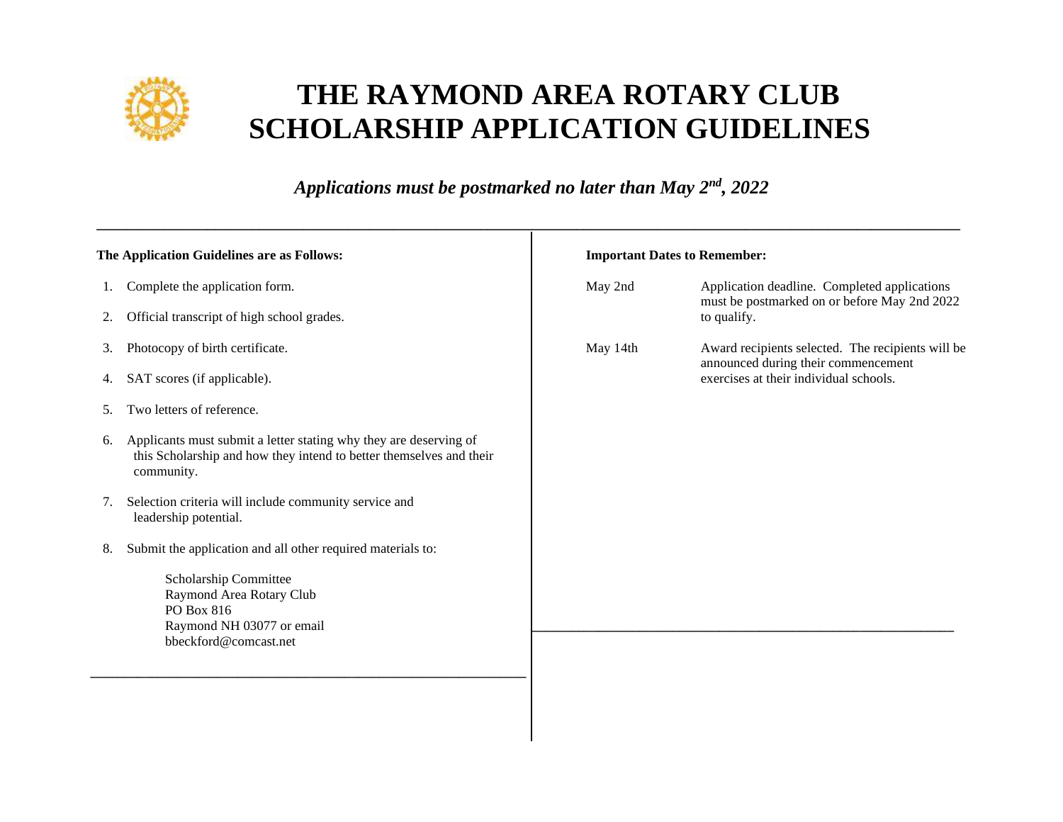# THE RAYMOND AREA ROTARY CLUB
# SCHOLARSHIP APPLICATION GUIDELINES

***Applications must be postmarked no later than May 2nd, 2022***

**The Application Guidelines are as Follows:**

1. Complete the application form.
2. Official transcript of high school grades.
3. Photocopy of birth certificate.
4. SAT scores (if applicable).
5. Two letters of reference.
6. Applicants must submit a letter stating why they are deserving of this Scholarship and how they intend to better themselves and their community.
7. Selection criteria will include community service and leadership potential.
8. Submit the application and all other required materials to:

   Scholarship Committee
   Raymond Area Rotary Club
   PO Box 816
   Raymond NH 03077 or email
   bbeckford@comcast.net

**Important Dates to Remember:**

| | |
|---|---|
| May 2nd | Application deadline. Completed applications must be postmarked on or before May 2nd 2022 to qualify. |
| May 14th | Award recipients selected. The recipients will be announced during their commencement exercises at their individual schools. |